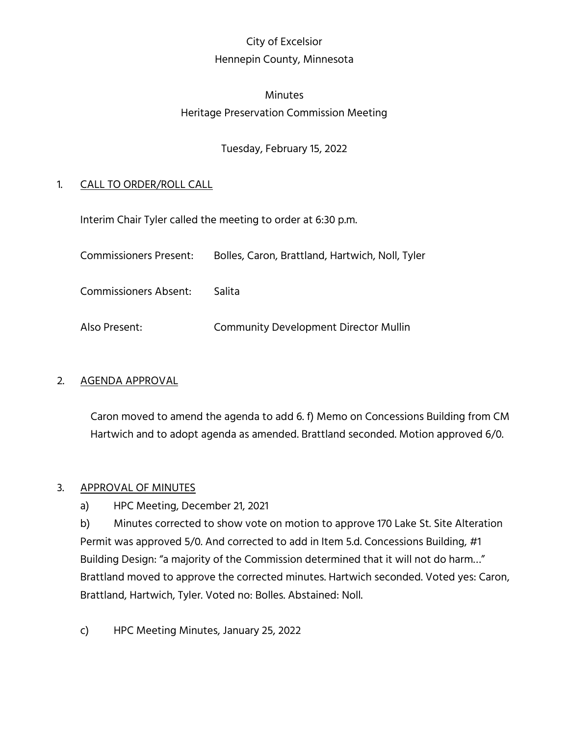City of Excelsior
Hennepin County, Minnesota

Minutes
Heritage Preservation Commission Meeting

Tuesday, February 15, 2022

1. CALL TO ORDER/ROLL CALL

Interim Chair Tyler called the meeting to order at 6:30 p.m.

Commissioners Present: Bolles, Caron, Brattland, Hartwich, Noll, Tyler

Commissioners Absent: Salita

Also Present: Community Development Director Mullin

2. AGENDA APPROVAL

Caron moved to amend the agenda to add 6. f) Memo on Concessions Building from CM Hartwich and to adopt agenda as amended. Brattland seconded. Motion approved 6/0.

3. APPROVAL OF MINUTES

a) HPC Meeting, December 21, 2021

b) Minutes corrected to show vote on motion to approve 170 Lake St. Site Alteration Permit was approved 5/0. And corrected to add in Item 5.d. Concessions Building, #1 Building Design: "a majority of the Commission determined that it will not do harm..." Brattland moved to approve the corrected minutes. Hartwich seconded. Voted yes: Caron, Brattland, Hartwich, Tyler. Voted no: Bolles. Abstained: Noll.

c) HPC Meeting Minutes, January 25, 2022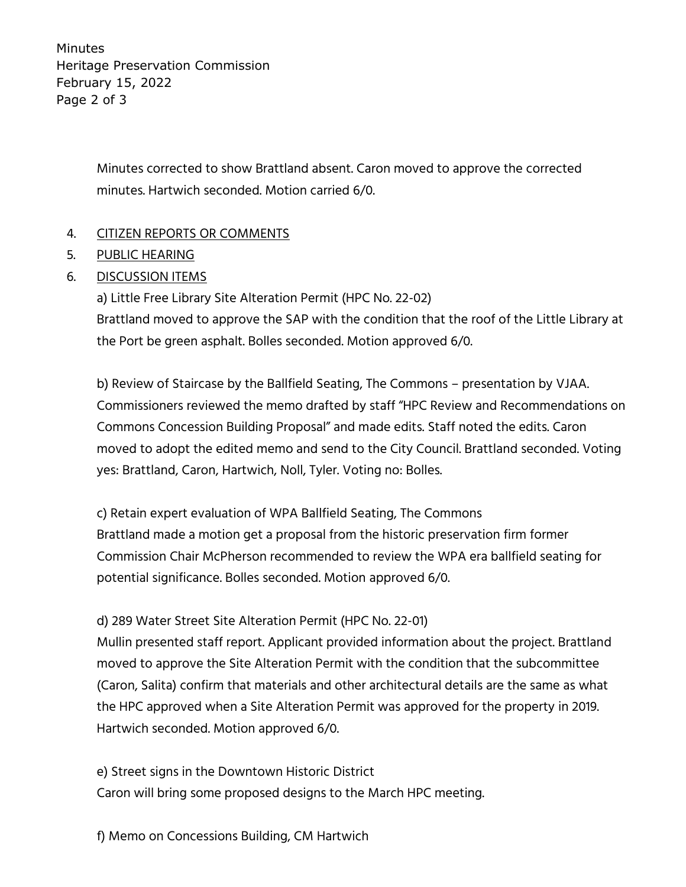Minutes corrected to show Brattland absent. Caron moved to approve the corrected minutes. Hartwich seconded. Motion carried 6/0.

4. CITIZEN REPORTS OR COMMENTS
5. PUBLIC HEARING
6. DISCUSSION ITEMS

a) Little Free Library Site Alteration Permit (HPC No. 22-02)
Brattland moved to approve the SAP with the condition that the roof of the Little Library at the Port be green asphalt. Bolles seconded. Motion approved 6/0.

b) Review of Staircase by the Ballfield Seating, The Commons – presentation by VJAA. Commissioners reviewed the memo drafted by staff "HPC Review and Recommendations on Commons Concession Building Proposal" and made edits. Staff noted the edits. Caron moved to adopt the edited memo and send to the City Council. Brattland seconded. Voting yes: Brattland, Caron, Hartwich, Noll, Tyler. Voting no: Bolles.

c) Retain expert evaluation of WPA Ballfield Seating, The Commons
Brattland made a motion get a proposal from the historic preservation firm former Commission Chair McPherson recommended to review the WPA era ballfield seating for potential significance. Bolles seconded. Motion approved 6/0.

d) 289 Water Street Site Alteration Permit (HPC No. 22-01)
Mullin presented staff report. Applicant provided information about the project. Brattland moved to approve the Site Alteration Permit with the condition that the subcommittee (Caron, Salita) confirm that materials and other architectural details are the same as what the HPC approved when a Site Alteration Permit was approved for the property in 2019. Hartwich seconded. Motion approved 6/0.

e) Street signs in the Downtown Historic District
Caron will bring some proposed designs to the March HPC meeting.

f) Memo on Concessions Building, CM Hartwich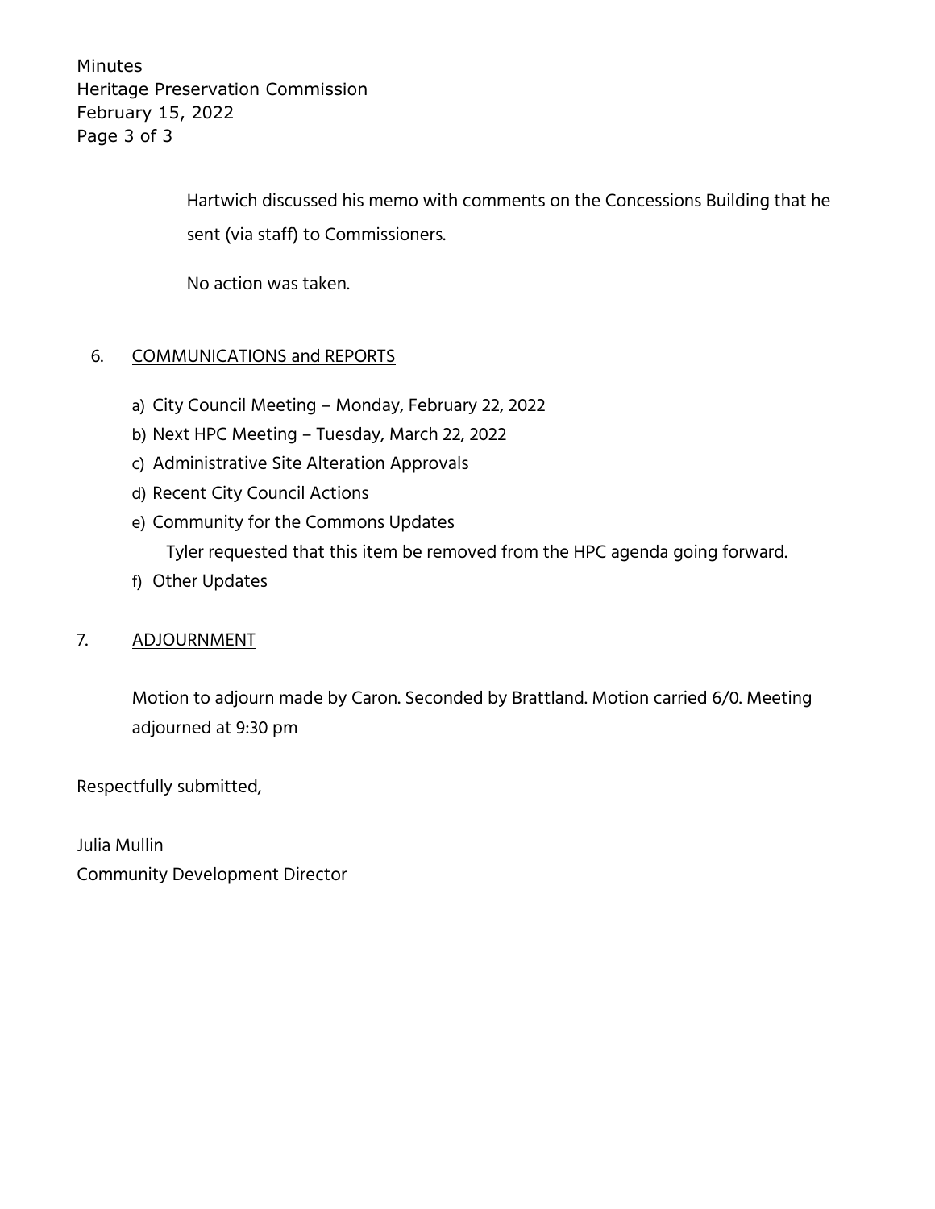Hartwich discussed his memo with comments on the Concessions Building that he sent (via staff) to Commissioners.

No action was taken.

## 6. COMMUNICATIONS and REPORTS

a) City Council Meeting – Monday, February 22, 2022
b) Next HPC Meeting – Tuesday, March 22, 2022
c) Administrative Site Alteration Approvals
d) Recent City Council Actions
e) Community for the Commons Updates
   Tyler requested that this item be removed from the HPC agenda going forward.
f) Other Updates

## 7. ADJOURNMENT

Motion to adjourn made by Caron. Seconded by Brattland. Motion carried 6/0. Meeting adjourned at 9:30 pm

Respectfully submitted,

Julia Mullin
Community Development Director